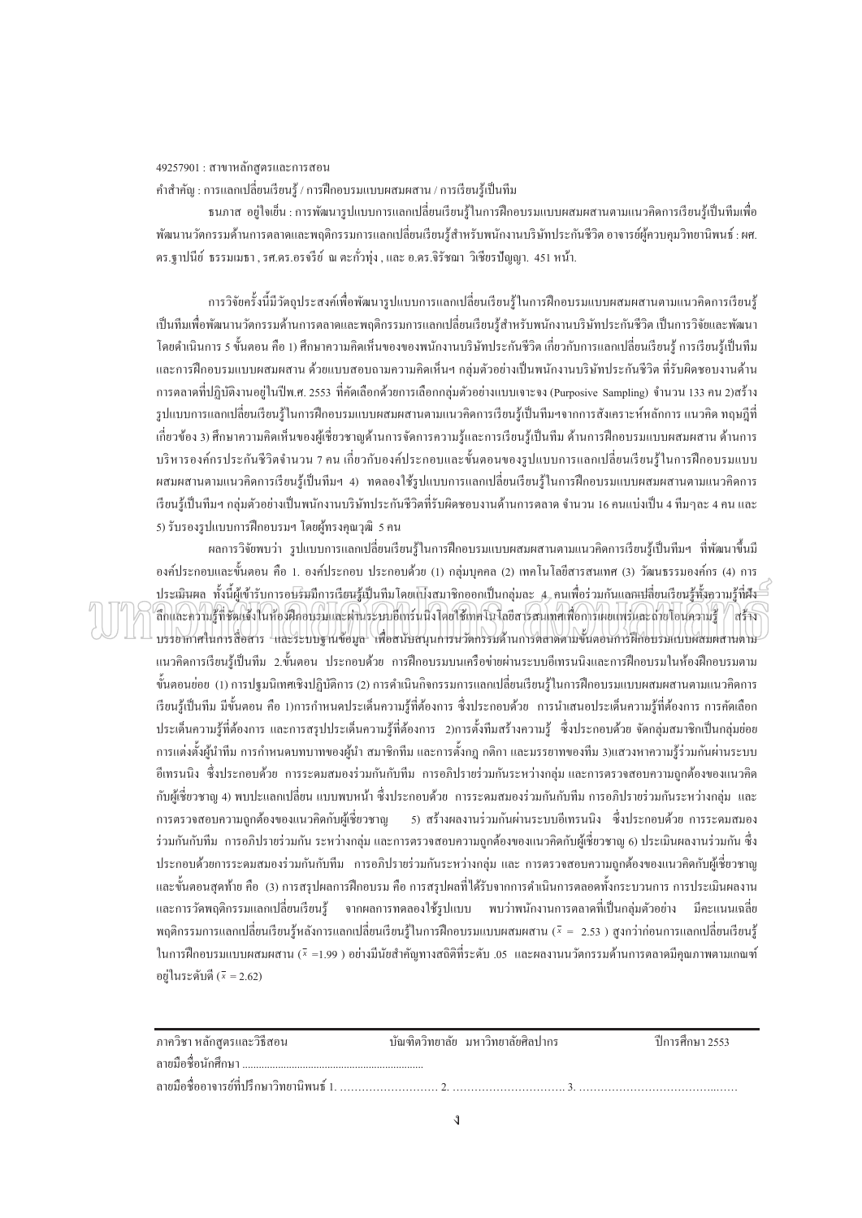49257901 : สาขาหลักสูตรและการสอน

คำสำคัญ : การแลกเปลี่ยนเรียนรู้ / การฝึกอบรมแบบผสมผสาน / การเรียนรู้เป็นทีม

ธนภาส อยู่ใจเย็น : การพัฒนารูปแบบการแลกเปลี่ยนเรียนรู้ในการฝึกอบรมแบบผสมผสานตามแนวคิดการเรียนรู้เป็นทีมเพื่อพัฒนานวัตกรรมด้านการตลาดและพฤติกรรมการแลกเปลี่ยนเรียนรู้สำหรับพนักงานบริษัทประกันชีวิต อาจารย์ผู้ควบคุมวิทยานิพนธ์ : ผศ.ดร.ฐาปนีย์ ธรรมเมธา , รศ.ดร.อรจรีย์ ณ ตะกั่วทุ่ง , และ อ.ดร.จิรัชฌา วิเชียรปัญญา. 451 หน้า.

การวิจัยครั้งนี้มีวัตถุประสงค์เพื่อพัฒนารูปแบบการแลกเปลี่ยนเรียนรู้ในการฝึกอบรมแบบผสมผสานตามแนวคิดการเรียนรู้เป็นทีมเพื่อพัฒนานวัตกรรมด้านการตลาดและพฤติกรรมการแลกเปลี่ยนเรียนรู้สำหรับพนักงานบริษัทประกันชีวิต เป็นการวิจัยและพัฒนา โดยดำเนินการ 5 ขั้นตอน คือ 1) ศึกษาความคิดเห็นของพนักงานบริษัทประกันชีวิต เกี่ยวกับการแลกเปลี่ยนเรียนรู้ การเรียนรู้เป็นทีม และการฝึกอบรมแบบผสมผสาน ด้วยแบบสอบถามความคิดเห็นฯ กลุ่มตัวอย่างเป็นพนักงานบริษัทประกันชีวิต ที่รับผิดชอบงานด้านการตลาดที่ปฏิบัติงานอยู่ในปีพ.ศ. 2553 ที่คัดเลือกด้วยการเลือกกลุ่มตัวอย่างแบบเจาะจง (Purposive Sampling) จำนวน 133 คน 2)สร้างรูปแบบการแลกเปลี่ยนเรียนรู้ในการฝึกอบรมแบบผสมผสานตามแนวคิดการเรียนรู้เป็นทีมฯจากการสังเคราะห์หลักการ แนวคิด ทฤษฎีที่เกี่ยวข้อง 3) ศึกษาความคิดเห็นของผู้เชี่ยวชาญด้านการจัดการความรู้และการเรียนรู้เป็นทีม ด้านการฝึกอบรมแบบผสมผสาน ด้านการบริหารองค์กรประกันชีวิตจำนวน 7 คน เกี่ยวกับองค์ประกอบและขั้นตอนของรูปแบบการแลกเปลี่ยนเรียนรู้ในการฝึกอบรมแบบผสมผสานตามแนวคิดการเรียนรู้เป็นทีมฯ 4) ทดลองใช้รูปแบบการแลกเปลี่ยนเรียนรู้ในการฝึกอบรมแบบผสมผสานตามแนวคิดการเรียนรู้เป็นทีมฯ กลุ่มตัวอย่างเป็นพนักงานบริษัทประกันชีวิตที่รับผิดชอบงานด้านการตลาด จำนวน 16 คนแบ่งเป็น 4 ทีมๆละ 4 คน และ 5) รับรองรูปแบบการฝึกอบรมฯ โดยผู้ทรงคุณวุฒิ 5 คน

ผลการวิจัยพบว่า รูปแบบการแลกเปลี่ยนเรียนรู้ในการฝึกอบรมแบบผสมผสานตามแนวคิดการเรียนรู้เป็นทีมฯ ที่พัฒนาขึ้นมีองค์ประกอบและขั้นตอน คือ 1. องค์ประกอบ ประกอบด้วย (1) กลุ่มบุคคล (2) เทคโนโลยีสารสนเทศ (3) วัฒนธรรมองค์กร (4) การประเมินผล ทั้งนี้ผู้เข้ารับการอบรมมีการเรียนรู้เป็นทีมโดยแบ่งสมาชิกออกเป็นกลุ่มละ 4 คนเพื่อร่วมกันแลกเปลี่ยนเรียนรู้ทั้งความรู้ที่ฝังลึกและความรู้ที่ชัดแจ้งในห้องฝึกอบรมและผ่านระบบอีเทรนนิ่งโดยใช้เทคโนโลยีสารสนเทศเพื่อการเผยแพร่และถ่ายโอนความรู้ สร้างบรรยากาศในการสื่อสาร และระบบฐานข้อมูล เพื่อสนับสนุนการนวัตกรรมด้านการตลาดตามขั้นตอนการฝึกอบรมแบบผสมผสานตามแนวคิดการเรียนรู้เป็นทีม 2.ขั้นตอน ประกอบด้วย การฝึกอบรมบนเครือข่ายผ่านระบบอีเทรนนิ่งและการฝึกอบรมในห้องฝึกอบรมตามขั้นตอนย่อย (1) การปฐมนิเทศเชิงปฏิบัติการ (2) การดำเนินกิจกรรมการแลกเปลี่ยนเรียนรู้ในการฝึกอบรมแบบผสมผสานตามแนวคิดการเรียนรู้เป็นทีม มีขั้นตอน คือ 1)การกำหนดประเด็นความรู้ที่ต้องการ ซึ่งประกอบด้วย การนำเสนอประเด็นความรู้ที่ต้องการ การคัดเลือกประเด็นความรู้ที่ต้องการ และการสรุปประเด็นความรู้ที่ต้องการ 2)การตั้งทีมสร้างความรู้ ซึ่งประกอบด้วย จัดกลุ่มสมาชิกเป็นกลุ่มย่อย การแต่งตั้งผู้นำทีม การกำหนดบทบาทของผู้นำ สมาชิกทีม และการตั้งกฎ กติกา และมรรยาทของทีม 3)แสวงหาความรู้ร่วมกันผ่านระบบอีเทรนนิ่ง ซึ่งประกอบด้วย การระดมสมองร่วมกันกับทีม การอภิปรายร่วมกันระหว่างกลุ่ม และการตรวจสอบความถูกต้องของแนวคิดกับผู้เชี่ยวชาญ 4) พบปะแลกเปลี่ยน แบบพบหน้า ซึ่งประกอบด้วย การระดมสมองร่วมกันกับทีม การอภิปรายร่วมกันระหว่างกลุ่ม และการตรวจสอบความถูกต้องของแนวคิดกับผู้เชี่ยวชาญ 5) สร้างผลงานร่วมกันผ่านระบบอีเทรนนิ่ง ซึ่งประกอบด้วย การระดมสมองร่วมกันกับทีม การอภิปรายร่วมกัน ระหว่างกลุ่ม และการตรวจสอบความถูกต้องของแนวคิดกับผู้เชี่ยวชาญ 6) ประเมินผลงานร่วมกัน ซึ่งประกอบด้วยการระดมสมองร่วมกันกับทีม การอภิปรายร่วมกันระหว่างกลุ่ม และ การตรวจสอบความถูกต้องของแนวคิดกับผู้เชี่ยวชาญ และขั้นตอนสุดท้าย คือ (3) การสรุปผลการฝึกอบรม คือ การสรุปผลที่ได้รับจากการดำเนินการตลอดทั้งกระบวนการ การประเมินผลงานและการวัดพฤติกรรมแลกเปลี่ยนเรียนรู้ จากผลการทดลองใช้รูปแบบ พบว่าพนักงานการตลาดที่เป็นกลุ่มตัวอย่าง มีคะแนนเฉลี่ยพฤติกรรมการแลกเปลี่ยนเรียนรู้หลังการแลกเปลี่ยนเรียนรู้ในการฝึกอบรมแบบผสมผสาน ($\bar{x}$ = 2.53 ) สูงกว่าก่อนการแลกเปลี่ยนเรียนรู้ในการฝึกอบรมแบบผสมผสาน ($\bar{x}$ =1.99 ) อย่างมีนัยสำคัญทางสถิติที่ระดับ .05 และผลงานนวัตกรรมด้านการตลาดมีคุณภาพตามเกณฑ์อยู่ในระดับดี ($\bar{x}$ = 2.62)

ภาควิชา หลักสูตรและวิธีสอน บัณฑิตวิทยาลัย มหาวิทยาลัยศิลปากร ปีการศึกษา 2553

ลายมือชื่อนักศึกษา ........................................................................

ลายมือชื่ออาจารย์ที่ปรึกษาวิทยานิพนธ์ 1. ............................ 2. ............................... 3. .............................................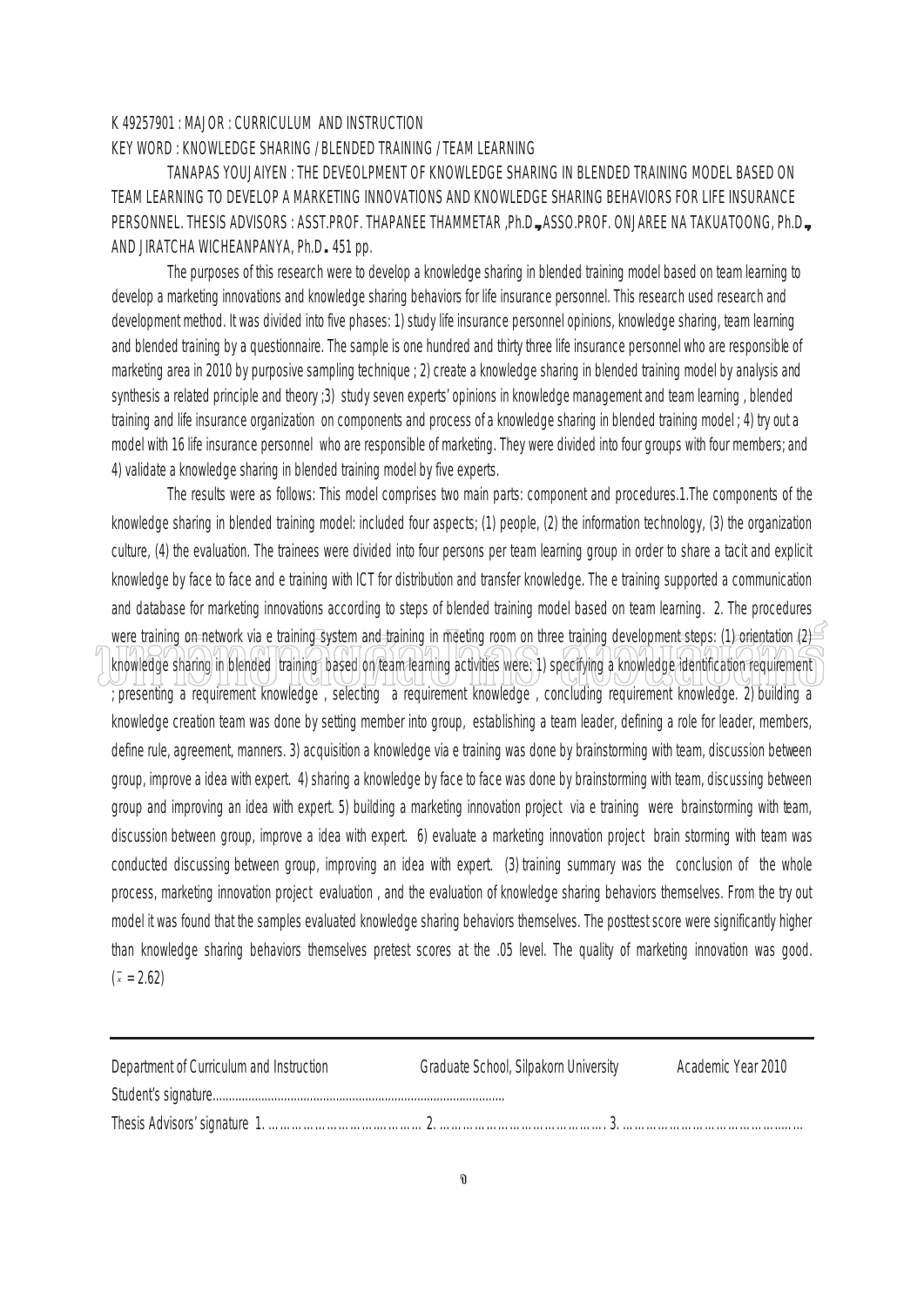K 49257901 : MAJOR : CURRICULUM AND INSTRUCTION

KEY WORD : KNOWLEDGE SHARING / BLENDED TRAINING / TEAM LEARNING

TANAPAS YOUJAIYEN : THE DEVEOLPMENT OF KNOWLEDGE SHARING IN BLENDED TRAINING MODEL BASED ON TEAM LEARNING TO DEVELOP A MARKETING INNOVATIONS AND KNOWLEDGE SHARING BEHAVIORS FOR LIFE INSURANCE PERSONNEL. THESIS ADVISORS : ASST.PROF. THAPANEE THAMMETAR ,Ph.D., ASSO.PROF. ONJAREE NA TAKUATOONG, Ph.D., AND JIRATCHA WICHEANPANYA, Ph.D. 451 pp.

The purposes of this research were to develop a knowledge sharing in blended training model based on team learning to develop a marketing innovations and knowledge sharing behaviors for life insurance personnel. This research used research and development method. It was divided into five phases: 1) study life insurance personnel opinions, knowledge sharing, team learning and blended training by a questionnaire. The sample is one hundred and thirty three life insurance personnel who are responsible of marketing area in 2010 by purposive sampling technique ; 2) create a knowledge sharing in blended training model by analysis and synthesis a related principle and theory ;3) study seven experts' opinions in knowledge management and team learning , blended training and life insurance organization on components and process of a knowledge sharing in blended training model ; 4) try out a model with 16 life insurance personnel who are responsible of marketing. They were divided into four groups with four members; and 4) validate a knowledge sharing in blended training model by five experts.

The results were as follows: This model comprises two main parts: component and procedures.1.The components of the knowledge sharing in blended training model: included four aspects; (1) people, (2) the information technology, (3) the organization culture, (4) the evaluation. The trainees were divided into four persons per team learning group in order to share a tacit and explicit knowledge by face to face and e training with ICT for distribution and transfer knowledge. The e training supported a communication and database for marketing innovations according to steps of blended training model based on team learning. 2. The procedures were training on network via e training system and training in meeting room on three training development steps: (1) orientation (2) knowledge sharing in blended training based on team learning activities were: 1) specifying a knowledge identification requirement ; presenting a requirement knowledge , selecting a requirement knowledge , concluding requirement knowledge. 2) building a knowledge creation team was done by setting member into group, establishing a team leader, defining a role for leader, members, define rule, agreement, manners. 3) acquisition a knowledge via e training was done by brainstorming with team, discussion between group, improve a idea with expert. 4) sharing a knowledge by face to face was done by brainstorming with team, discussing between group and improving an idea with expert. 5) building a marketing innovation project via e training were brainstorming with team, discussion between group, improve a idea with expert. 6) evaluate a marketing innovation project brain storming with team was conducted discussing between group, improving an idea with expert. (3) training summary was the conclusion of the whole process, marketing innovation project evaluation , and the evaluation of knowledge sharing behaviors themselves. From the try out model it was found that the samples evaluated knowledge sharing behaviors themselves. The posttest score were significantly higher than knowledge sharing behaviors themselves pretest scores at the .05 level. The quality of marketing innovation was good. ($\bar{x}$ = 2.62)

---

Department of Curriculum and Instruction Graduate School, Silpakorn University Academic Year 2010

Student's signature........................................................................................

Thesis Advisors' signature 1. ………………………………… 2. ……………………………………. 3. ………………………………………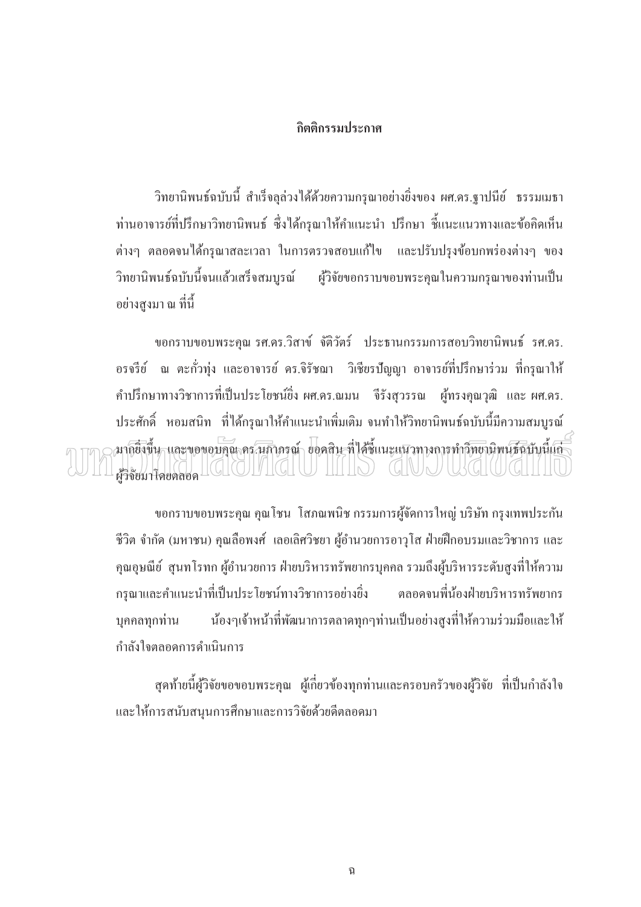**กิตติกรรมประกาศ**

วิทยานิพนธ์ฉบับนี้ สำเร็จลุล่วงได้ด้วยความกรุณาอย่างยิ่งของ ผศ.ดร.ฐาปนีย์ ธรรมเมธา ท่านอาจารย์ที่ปรึกษาวิทยานิพนธ์ ซึ่งได้กรุณาให้คำแนะนำ ปรึกษา ชี้แนะแนวทางและข้อคิดเห็นต่างๆ ตลอดจนได้กรุณาสละเวลา ในการตรวจสอบแก้ไข และปรับปรุงข้อบกพร่องต่างๆ ของวิทยานิพนธ์ฉบับนี้จนแล้วเสร็จสมบูรณ์ ผู้วิจัยขอกราบขอบพระคุณในความกรุณาของท่านเป็นอย่างสูงมา ณ ที่นี้

ขอกราบขอบพระคุณ รศ.ดร.วิสาข์ จัติวัตร์ ประธานกรรมการสอบวิทยานิพนธ์ รศ.ดร.อรจรีย์ ณ ตะกั่วทุ่ง และอาจารย์ ดร.จิรัชฌา วิเชียรปัญญา อาจารย์ที่ปรึกษาร่วม ที่กรุณาให้คำปรึกษาทางวิชาการที่เป็นประโยชน์ยิ่ง ผศ.ดร.ฌมน จีรังสุวรรณ ผู้ทรงคุณวุฒิ และ ผศ.ดร.ประศักดิ์ หอมสนิท ที่ได้กรุณาให้คำแนะนำเพิ่มเติม จนทำให้วิทยานิพนธ์ฉบับนี้มีความสมบูรณ์มากยิ่งขึ้น และขอขอบคุณ ดร.นภาภรณ์ ยอดสิน ที่ได้ชี้แนะแนวทางการทำวิทยานิพนธ์ฉบับนี้แก่ผู้วิจัยมาโดยตลอด

ขอกราบขอบพระคุณ คุณโชน โสภณพนิช กรรมการผู้จัดการใหญ่ บริษัท กรุงเทพประกันชีวิต จำกัด (มหาชน) คุณลือพงศ์ เลอเลิศวิชยา ผู้อำนวยการอาวุโส ฝ่ายฝึกอบรมและวิชาการ และคุณอุษณีย์ สุนทโรทก ผู้อำนวยการ ฝ่ายบริหารทรัพยากรบุคคล รวมถึงผู้บริหารระดับสูงที่ให้ความกรุณาและคำแนะนำที่เป็นประโยชน์ทางวิชาการอย่างยิ่ง ตลอดจนพี่น้องฝ่ายบริหารทรัพยากรบุคคลทุกท่าน น้องๆเจ้าหน้าที่พัฒนาการตลาดทุกๆท่านเป็นอย่างสูงที่ให้ความร่วมมือและให้กำลังใจตลอดการดำเนินการ

สุดท้ายนี้ผู้วิจัยขอขอบพระคุณ ผู้เกี่ยวข้องทุกท่านและครอบครัวของผู้วิจัย ที่เป็นกำลังใจและให้การสนับสนุนการศึกษาและการวิจัยด้วยดีตลอดมา